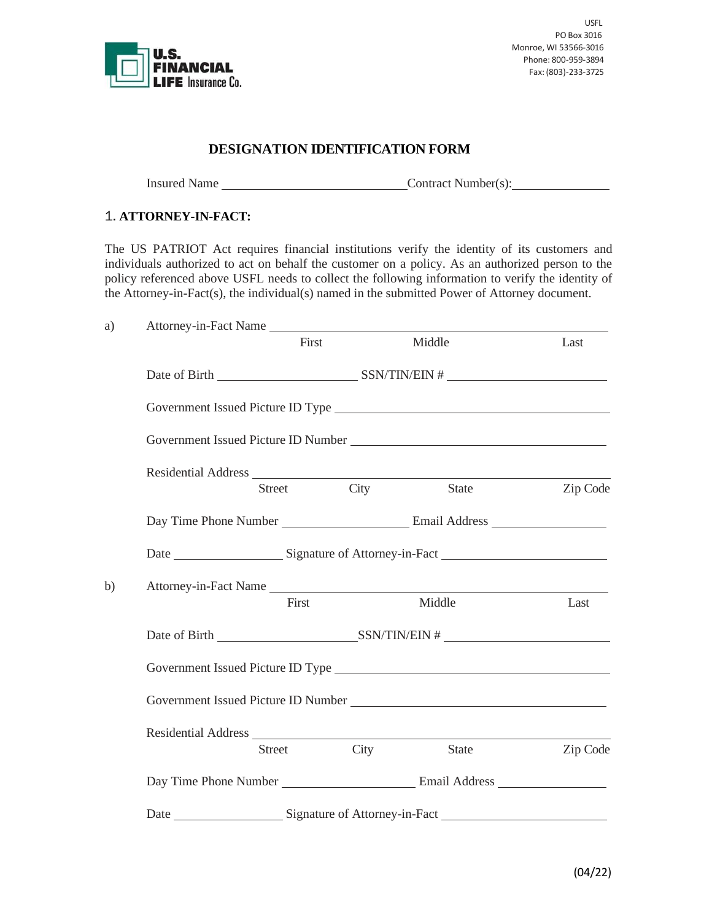U.S. FINANCIAL LIFE Insurance Co.

USFL
PO Box 3016
Monroe, WI 53566-3016
Phone: 800-959-3894
Fax: (803)-233-3725

# DESIGNATION IDENTIFICATION FORM

Insured Name ____________________________ Contract Number(s): _______________

## 1. ATTORNEY-IN-FACT:

The US PATRIOT Act requires financial institutions verify the identity of its customers and individuals authorized to act on behalf the customer on a policy. As an authorized person to the policy referenced above USFL needs to collect the following information to verify the identity of the Attorney-in-Fact(s), the individual(s) named in the submitted Power of Attorney document.

a) Attorney-in-Fact Name ______________________________________________
First Middle Last

Date of Birth _____________________ SSN/TIN/EIN # ________________________

Government Issued Picture ID Type ________________________________________

Government Issued Picture ID Number ______________________________________

Residential Address ___________________________________________________
Street City State Zip Code

Day Time Phone Number ___________________ Email Address _________________

Date ________________ Signature of Attorney-in-Fact ________________________

b) Attorney-in-Fact Name ______________________________________________
First Middle Last

Date of Birth _____________________ SSN/TIN/EIN # ________________________

Government Issued Picture ID Type ________________________________________

Government Issued Picture ID Number ______________________________________

Residential Address ___________________________________________________
Street City State Zip Code

Day Time Phone Number ___________________ Email Address _________________

Date ________________ Signature of Attorney-in-Fact ________________________

(04/22)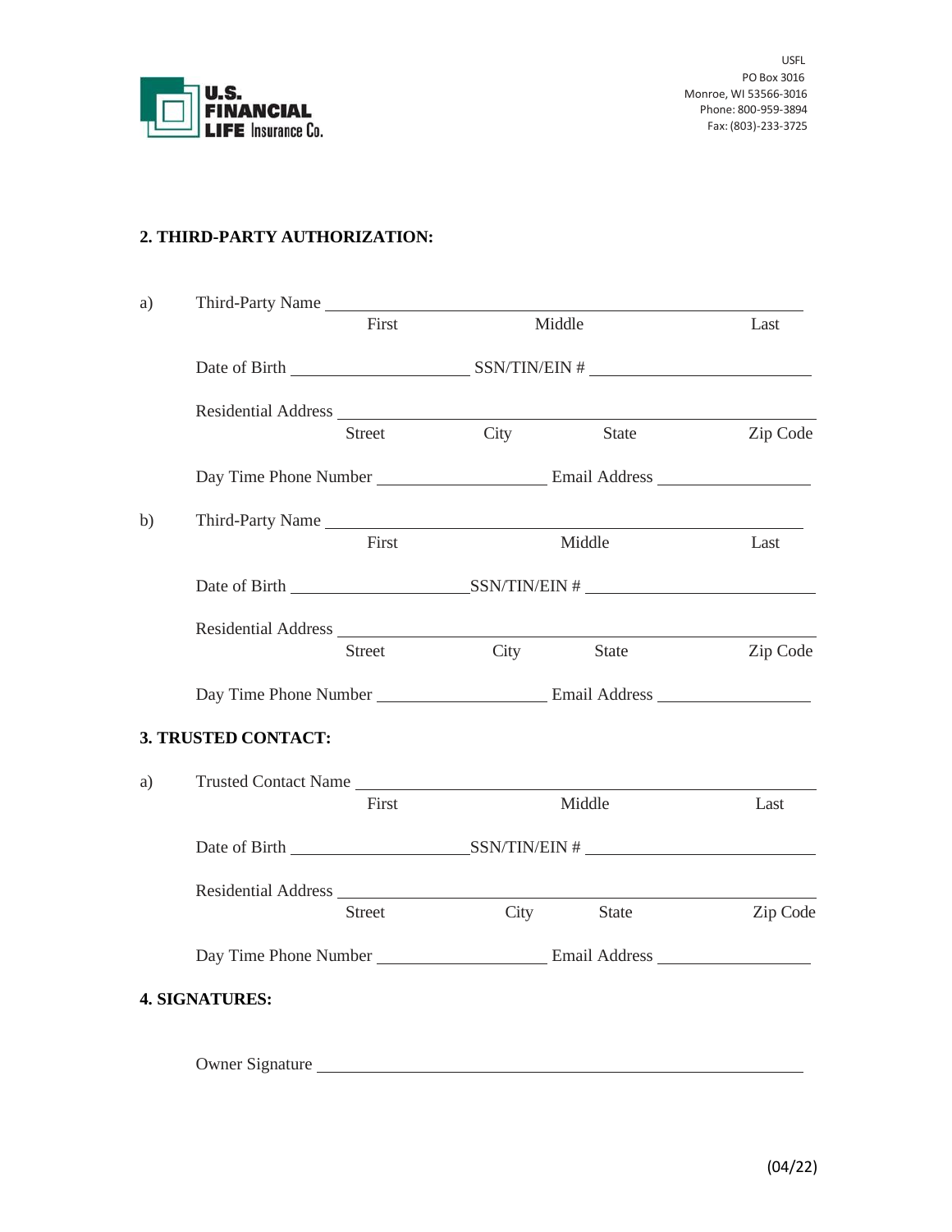USFL
PO Box 3016
Monroe, WI 53566-3016
Phone: 800-959-3894
Fax: (803)-233-3725

**2. THIRD-PARTY AUTHORIZATION:**

a) Third-Party Name ______________________________________________
First Middle Last

Date of Birth ____________________ SSN/TIN/EIN # ________________________

Residential Address ______________________________________________
Street City State Zip Code

Day Time Phone Number ___________________ Email Address _________________

b) Third-Party Name ______________________________________________
First Middle Last

Date of Birth ____________________SSN/TIN/EIN # ________________________

Residential Address ______________________________________________
Street City State Zip Code

Day Time Phone Number ___________________ Email Address _________________

**3. TRUSTED CONTACT:**

a) Trusted Contact Name ___________________________________________
First Middle Last

Date of Birth ____________________SSN/TIN/EIN # ________________________

Residential Address ______________________________________________
Street City State Zip Code

Day Time Phone Number ___________________ Email Address _________________

**4. SIGNATURES:**

Owner Signature ______________________________________________

(04/22)